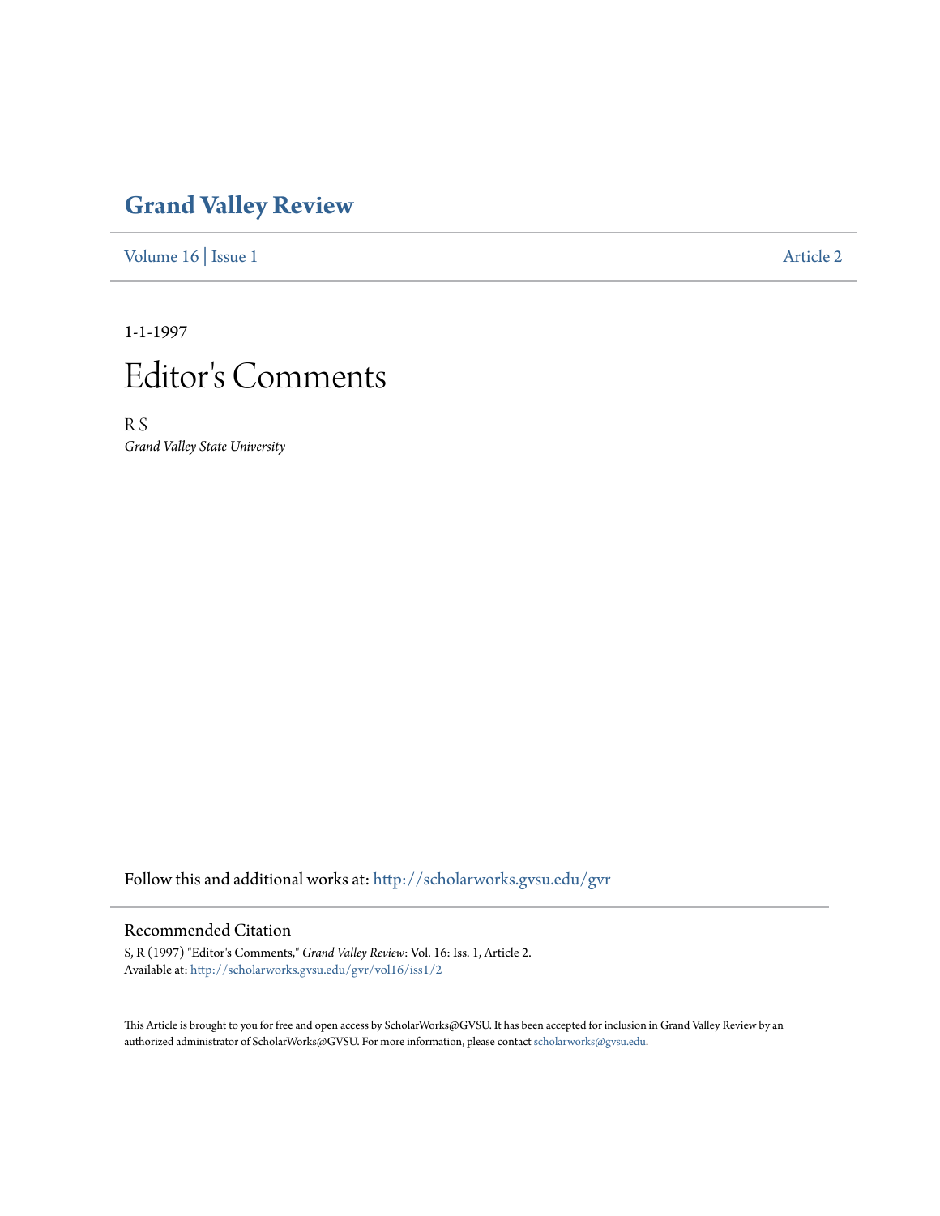# Grand Valley Review

Volume 16 | Issue 1 Article 2

1-1-1997

# Editor's Comments

R S
*Grand Valley State University*

Follow this and additional works at: http://scholarworks.gvsu.edu/gvr

## Recommended Citation

S, R (1997) "Editor's Comments," *Grand Valley Review*: Vol. 16: Iss. 1, Article 2.
Available at: http://scholarworks.gvsu.edu/gvr/vol16/iss1/2

This Article is brought to you for free and open access by ScholarWorks@GVSU. It has been accepted for inclusion in Grand Valley Review by an authorized administrator of ScholarWorks@GVSU. For more information, please contact scholarworks@gvsu.edu.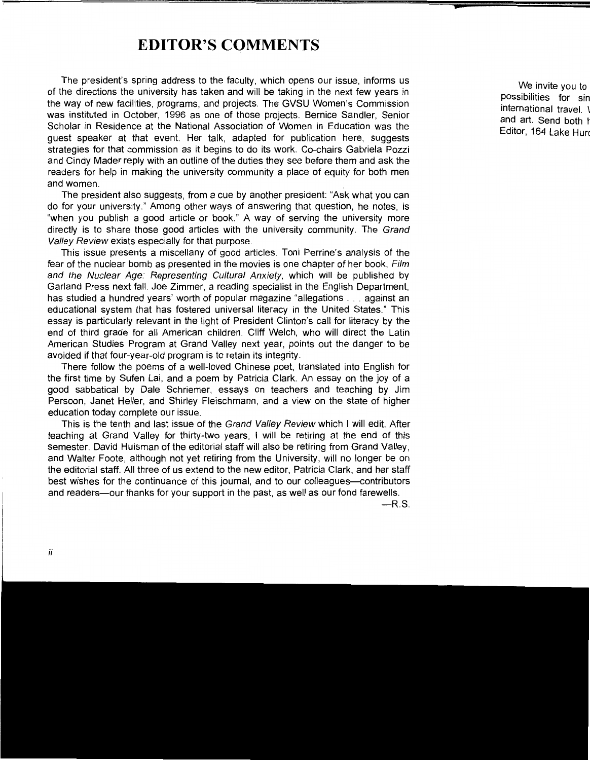# EDITOR'S COMMENTS

The president's spring address to the faculty, which opens our issue, informs us of the directions the university has taken and will be taking in the next few years in the way of new facilities, programs, and projects. The GVSU Women's Commission was instituted in October, 1996 as one of those projects. Bernice Sandler, Senior Scholar in Residence at the National Association of Women in Education was the guest speaker at that event. Her talk, adapted for publication here, suggests strategies for that commission as it begins to do its work. Co-chairs Gabriela Pozzi and Cindy Mader reply with an outline of the duties they see before them and ask the readers for help in making the university community a place of equity for both men and women.

The president also suggests, from a cue by another president: "Ask what you can do for your university." Among other ways of answering that question, he notes, is "when you publish a good article or book." A way of serving the university more directly is to share those good articles with the university community. The *Grand Valley Review* exists especially for that purpose.

This issue presents a miscellany of good articles. Toni Perrine's analysis of the fear of the nuclear bomb as presented in the movies is one chapter of her book, *Film and the Nuclear Age: Representing Cultural Anxiety*, which will be published by Garland Press next fall. Joe Zimmer, a reading specialist in the English Department, has studied a hundred years' worth of popular magazine "allegations . . . against an educational system that has fostered universal literacy in the United States." This essay is particularly relevant in the light of President Clinton's call for literacy by the end of third grade for all American children. Cliff Welch, who will direct the Latin American Studies Program at Grand Valley next year, points out the danger to be avoided if that four-year-old program is to retain its integrity.

There follow the poems of a well-loved Chinese poet, translated into English for the first time by Sufen Lai, and a poem by Patricia Clark. An essay on the joy of a good sabbatical by Dale Schriemer, essays on teachers and teaching by Jim Persoon, Janet Heller, and Shirley Fleischmann, and a view on the state of higher education today complete our issue.

This is the tenth and last issue of the *Grand Valley Review* which I will edit. After teaching at Grand Valley for thirty-two years, I will be retiring at the end of this semester. David Huisman of the editorial staff will also be retiring from Grand Valley, and Walter Foote, although not yet retiring from the University, will no longer be on the editorial staff. All three of us extend to the new editor, Patricia Clark, and her staff best wishes for the continuance of this journal, and to our colleagues—contributors and readers—our thanks for your support in the past, as well as our fond farewells.

—R.S.

We invite you to
possibilities for sin
international travel. \
and art. Send both h
Editor, 164 Lake Hur